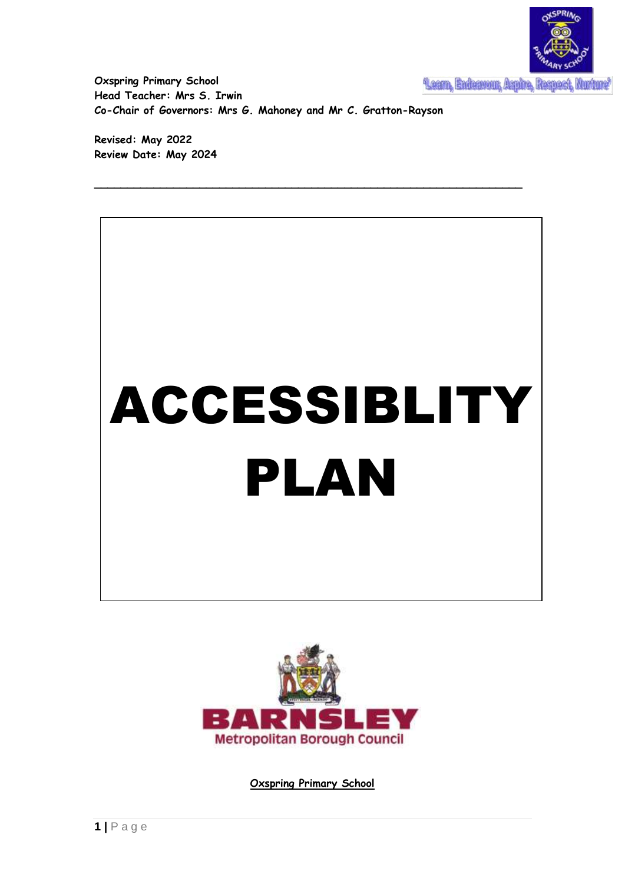**Oxspring Primary School**
**Head Teacher: Mrs S. Irwin**
**Co-Chair of Governors: Mrs G. Mahoney and Mr C. Gratton-Rayson**

'Learn, Endeavour, Aspire, Respect, Nurture'

**Revised: May 2022**
**Review Date: May 2024**

---

# ACCESSIBLITY PLAN

BARNSLEY
Metropolitan Borough Council

**Oxspring Primary School**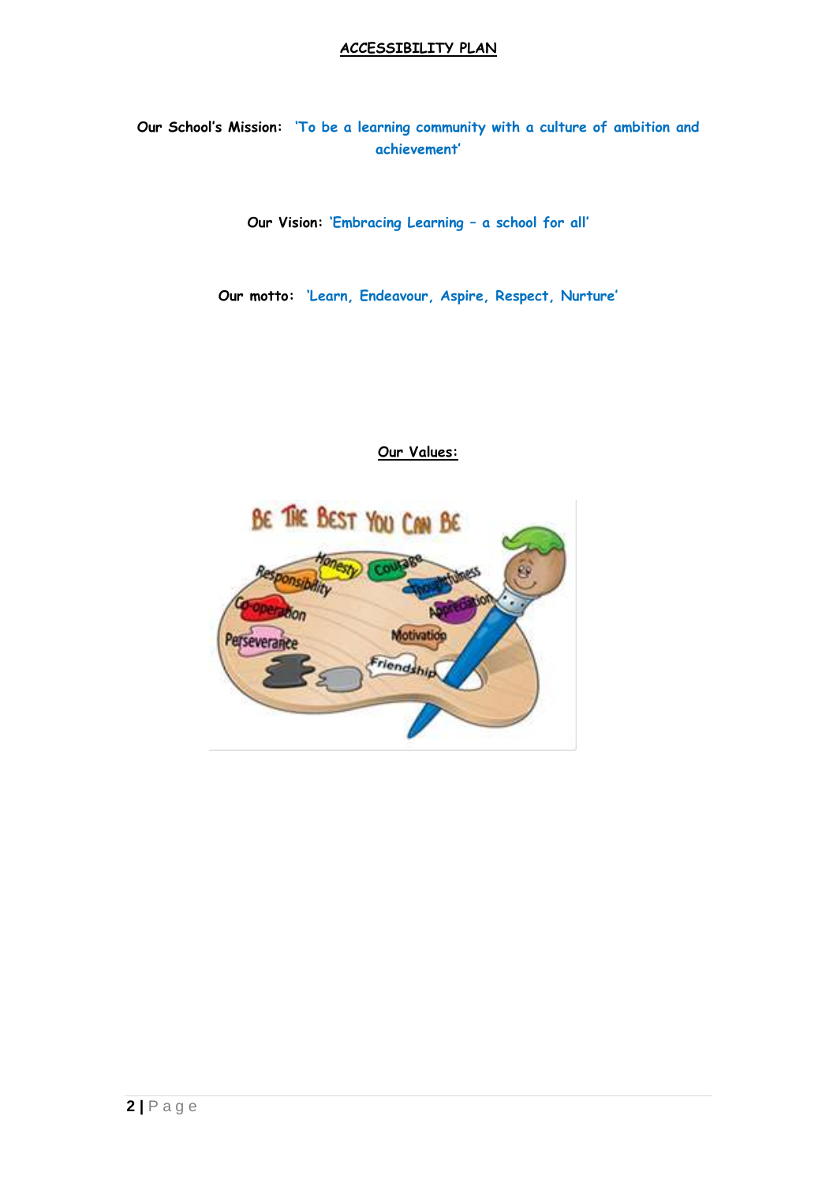# ACCESSIBILITY PLAN

**Our School's Mission:** 'To be a learning community with a culture of ambition and achievement'

**Our Vision:** 'Embracing Learning – a school for all'

**Our motto:** 'Learn, Endeavour, Aspire, Respect, Nurture'

## Our Values: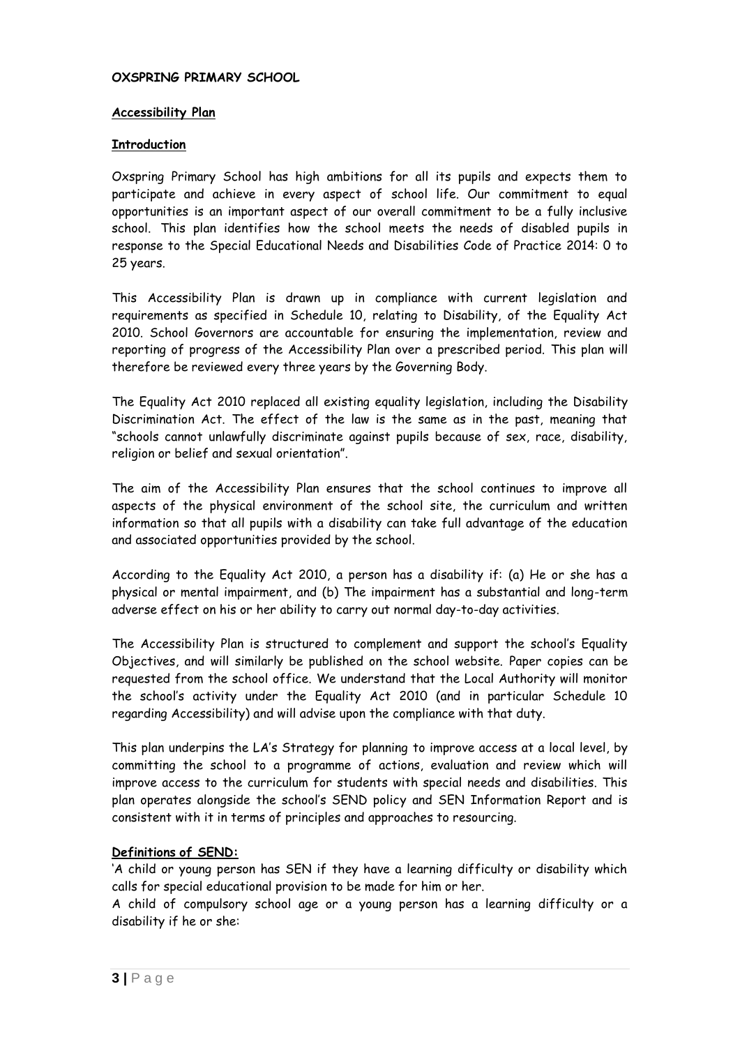**OXSPRING PRIMARY SCHOOL**

## Accessibility Plan

### Introduction

Oxspring Primary School has high ambitions for all its pupils and expects them to participate and achieve in every aspect of school life. Our commitment to equal opportunities is an important aspect of our overall commitment to be a fully inclusive school. This plan identifies how the school meets the needs of disabled pupils in response to the Special Educational Needs and Disabilities Code of Practice 2014: 0 to 25 years.

This Accessibility Plan is drawn up in compliance with current legislation and requirements as specified in Schedule 10, relating to Disability, of the Equality Act 2010. School Governors are accountable for ensuring the implementation, review and reporting of progress of the Accessibility Plan over a prescribed period. This plan will therefore be reviewed every three years by the Governing Body.

The Equality Act 2010 replaced all existing equality legislation, including the Disability Discrimination Act. The effect of the law is the same as in the past, meaning that "schools cannot unlawfully discriminate against pupils because of sex, race, disability, religion or belief and sexual orientation".

The aim of the Accessibility Plan ensures that the school continues to improve all aspects of the physical environment of the school site, the curriculum and written information so that all pupils with a disability can take full advantage of the education and associated opportunities provided by the school.

According to the Equality Act 2010, a person has a disability if: (a) He or she has a physical or mental impairment, and (b) The impairment has a substantial and long-term adverse effect on his or her ability to carry out normal day-to-day activities.

The Accessibility Plan is structured to complement and support the school's Equality Objectives, and will similarly be published on the school website. Paper copies can be requested from the school office. We understand that the Local Authority will monitor the school's activity under the Equality Act 2010 (and in particular Schedule 10 regarding Accessibility) and will advise upon the compliance with that duty.

This plan underpins the LA's Strategy for planning to improve access at a local level, by committing the school to a programme of actions, evaluation and review which will improve access to the curriculum for students with special needs and disabilities. This plan operates alongside the school's SEND policy and SEN Information Report and is consistent with it in terms of principles and approaches to resourcing.

### Definitions of SEND:

'A child or young person has SEN if they have a learning difficulty or disability which calls for special educational provision to be made for him or her.

A child of compulsory school age or a young person has a learning difficulty or a disability if he or she: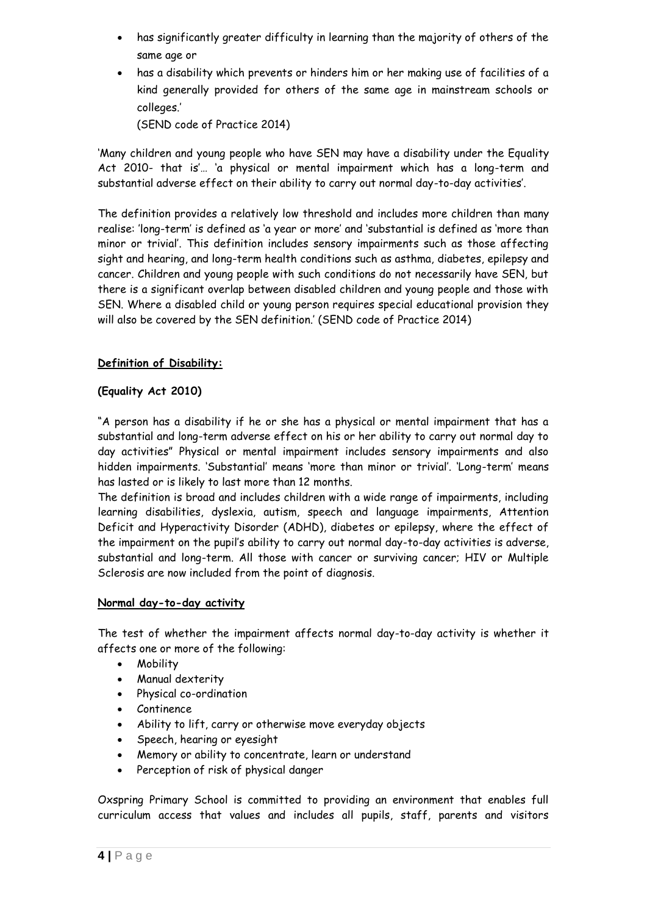- has significantly greater difficulty in learning than the majority of others of the same age or
- has a disability which prevents or hinders him or her making use of facilities of a kind generally provided for others of the same age in mainstream schools or colleges.'

  (SEND code of Practice 2014)

'Many children and young people who have SEN may have a disability under the Equality Act 2010- that is'… 'a physical or mental impairment which has a long-term and substantial adverse effect on their ability to carry out normal day-to-day activities'.

The definition provides a relatively low threshold and includes more children than many realise: 'long-term' is defined as 'a year or more' and 'substantial is defined as 'more than minor or trivial'. This definition includes sensory impairments such as those affecting sight and hearing, and long-term health conditions such as asthma, diabetes, epilepsy and cancer. Children and young people with such conditions do not necessarily have SEN, but there is a significant overlap between disabled children and young people and those with SEN. Where a disabled child or young person requires special educational provision they will also be covered by the SEN definition.' (SEND code of Practice 2014)

**Definition of Disability:**

**(Equality Act 2010)**

"A person has a disability if he or she has a physical or mental impairment that has a substantial and long-term adverse effect on his or her ability to carry out normal day to day activities" Physical or mental impairment includes sensory impairments and also hidden impairments. 'Substantial' means 'more than minor or trivial'. 'Long-term' means has lasted or is likely to last more than 12 months.

The definition is broad and includes children with a wide range of impairments, including learning disabilities, dyslexia, autism, speech and language impairments, Attention Deficit and Hyperactivity Disorder (ADHD), diabetes or epilepsy, where the effect of the impairment on the pupil's ability to carry out normal day-to-day activities is adverse, substantial and long-term. All those with cancer or surviving cancer; HIV or Multiple Sclerosis are now included from the point of diagnosis.

**Normal day-to-day activity**

The test of whether the impairment affects normal day-to-day activity is whether it affects one or more of the following:

- Mobility
- Manual dexterity
- Physical co-ordination
- Continence
- Ability to lift, carry or otherwise move everyday objects
- Speech, hearing or eyesight
- Memory or ability to concentrate, learn or understand
- Perception of risk of physical danger

Oxspring Primary School is committed to providing an environment that enables full curriculum access that values and includes all pupils, staff, parents and visitors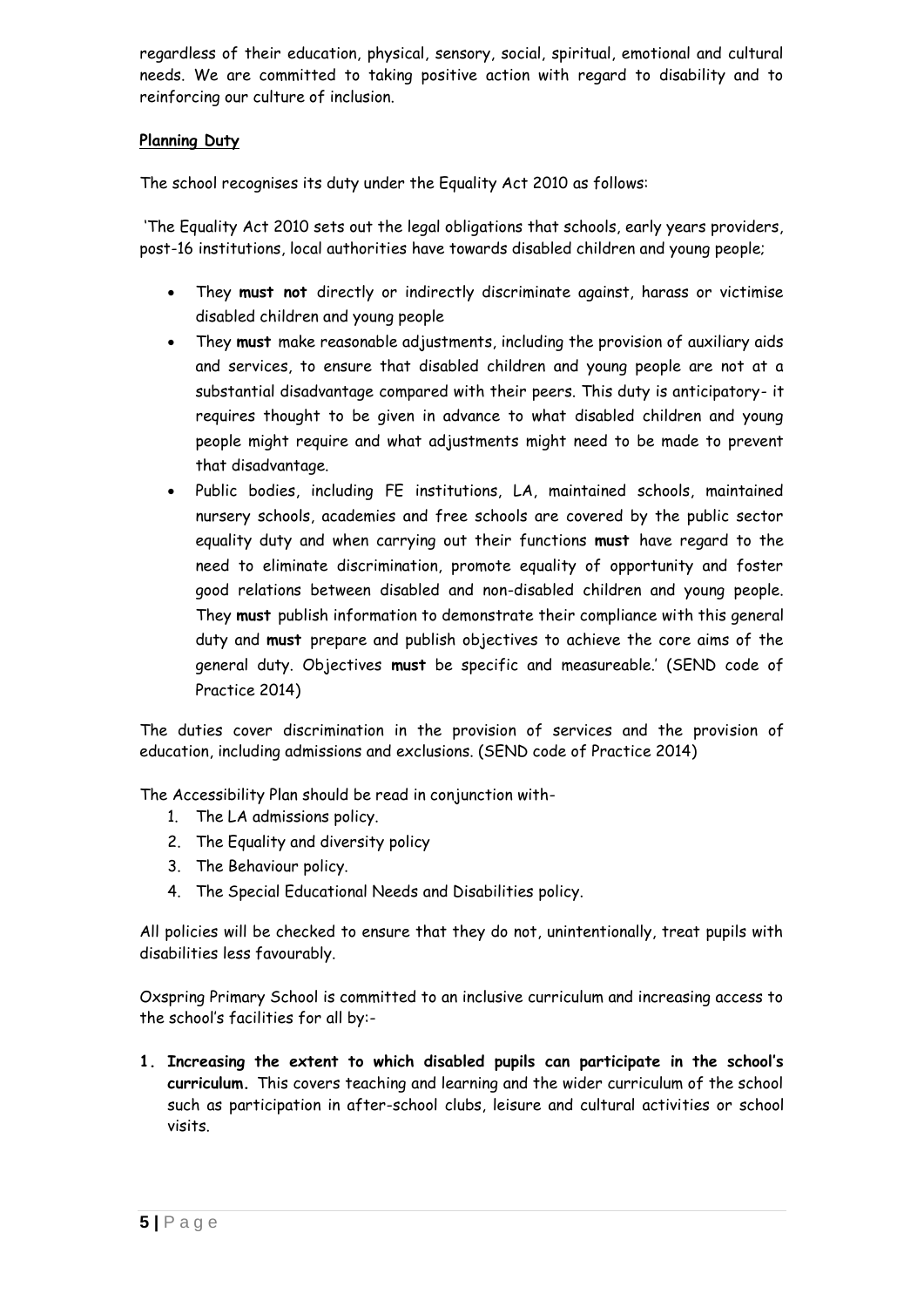regardless of their education, physical, sensory, social, spiritual, emotional and cultural needs. We are committed to taking positive action with regard to disability and to reinforcing our culture of inclusion.

**Planning Duty**

The school recognises its duty under the Equality Act 2010 as follows:

'The Equality Act 2010 sets out the legal obligations that schools, early years providers, post-16 institutions, local authorities have towards disabled children and young people;

- They **must not** directly or indirectly discriminate against, harass or victimise disabled children and young people
- They **must** make reasonable adjustments, including the provision of auxiliary aids and services, to ensure that disabled children and young people are not at a substantial disadvantage compared with their peers. This duty is anticipatory- it requires thought to be given in advance to what disabled children and young people might require and what adjustments might need to be made to prevent that disadvantage.
- Public bodies, including FE institutions, LA, maintained schools, maintained nursery schools, academies and free schools are covered by the public sector equality duty and when carrying out their functions **must** have regard to the need to eliminate discrimination, promote equality of opportunity and foster good relations between disabled and non-disabled children and young people. They **must** publish information to demonstrate their compliance with this general duty and **must** prepare and publish objectives to achieve the core aims of the general duty. Objectives **must** be specific and measureable.' (SEND code of Practice 2014)

The duties cover discrimination in the provision of services and the provision of education, including admissions and exclusions. (SEND code of Practice 2014)

The Accessibility Plan should be read in conjunction with-

1. The LA admissions policy.
2. The Equality and diversity policy
3. The Behaviour policy.
4. The Special Educational Needs and Disabilities policy.

All policies will be checked to ensure that they do not, unintentionally, treat pupils with disabilities less favourably.

Oxspring Primary School is committed to an inclusive curriculum and increasing access to the school's facilities for all by:-

1. **Increasing the extent to which disabled pupils can participate in the school's curriculum.** This covers teaching and learning and the wider curriculum of the school such as participation in after-school clubs, leisure and cultural activities or school visits.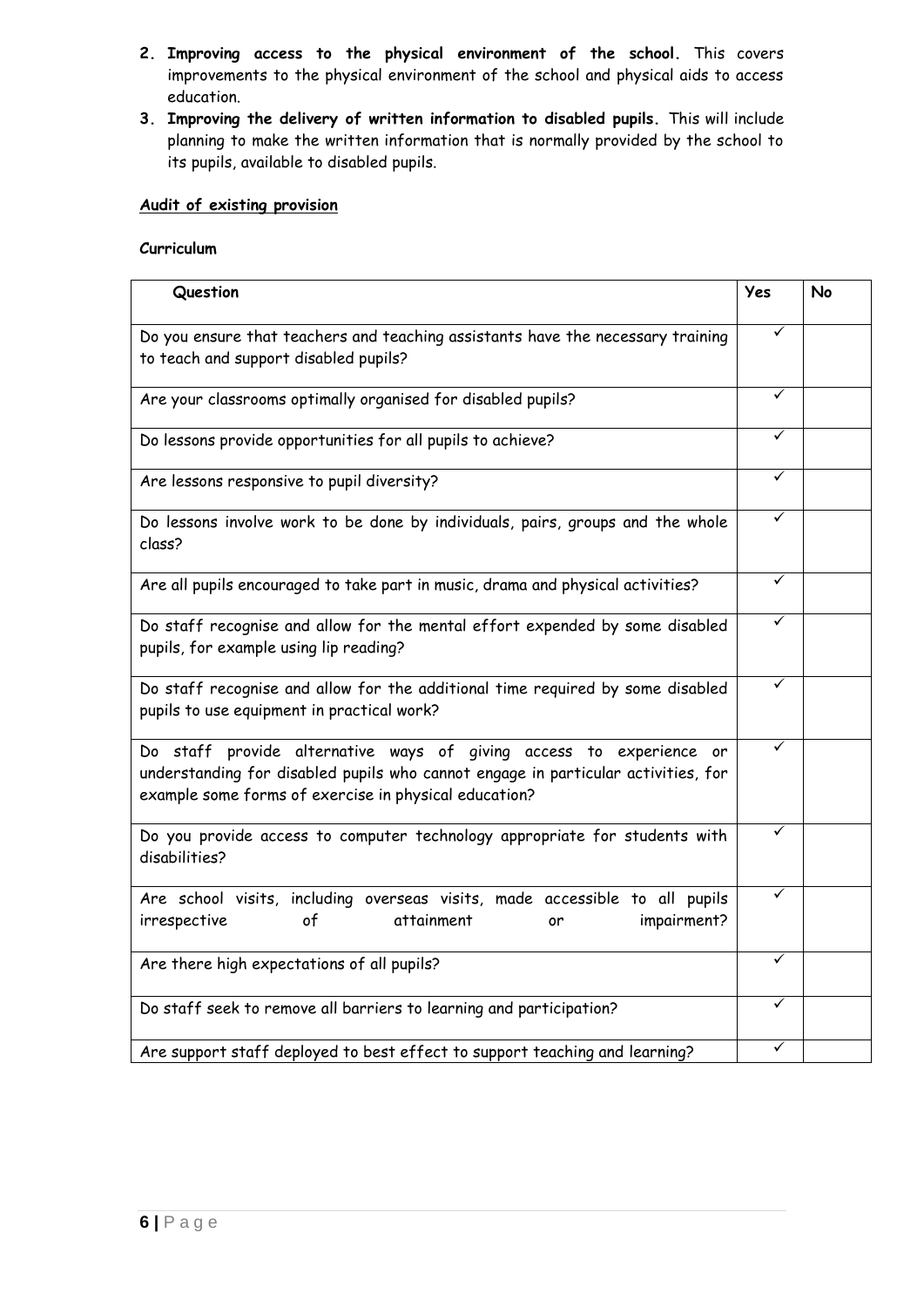2. **Improving access to the physical environment of the school.** This covers improvements to the physical environment of the school and physical aids to access education.
3. **Improving the delivery of written information to disabled pupils.** This will include planning to make the written information that is normally provided by the school to its pupils, available to disabled pupils.

**Audit of existing provision**

**Curriculum**

| Question | Yes | No |
|---|---|---|
| Do you ensure that teachers and teaching assistants have the necessary training to teach and support disabled pupils? | ✓ | |
| Are your classrooms optimally organised for disabled pupils? | ✓ | |
| Do lessons provide opportunities for all pupils to achieve? | ✓ | |
| Are lessons responsive to pupil diversity? | ✓ | |
| Do lessons involve work to be done by individuals, pairs, groups and the whole class? | ✓ | |
| Are all pupils encouraged to take part in music, drama and physical activities? | ✓ | |
| Do staff recognise and allow for the mental effort expended by some disabled pupils, for example using lip reading? | ✓ | |
| Do staff recognise and allow for the additional time required by some disabled pupils to use equipment in practical work? | ✓ | |
| Do staff provide alternative ways of giving access to experience or understanding for disabled pupils who cannot engage in particular activities, for example some forms of exercise in physical education? | ✓ | |
| Do you provide access to computer technology appropriate for students with disabilities? | ✓ | |
| Are school visits, including overseas visits, made accessible to all pupils irrespective of attainment or impairment? | ✓ | |
| Are there high expectations of all pupils? | ✓ | |
| Do staff seek to remove all barriers to learning and participation? | ✓ | |
| Are support staff deployed to best effect to support teaching and learning? | ✓ | |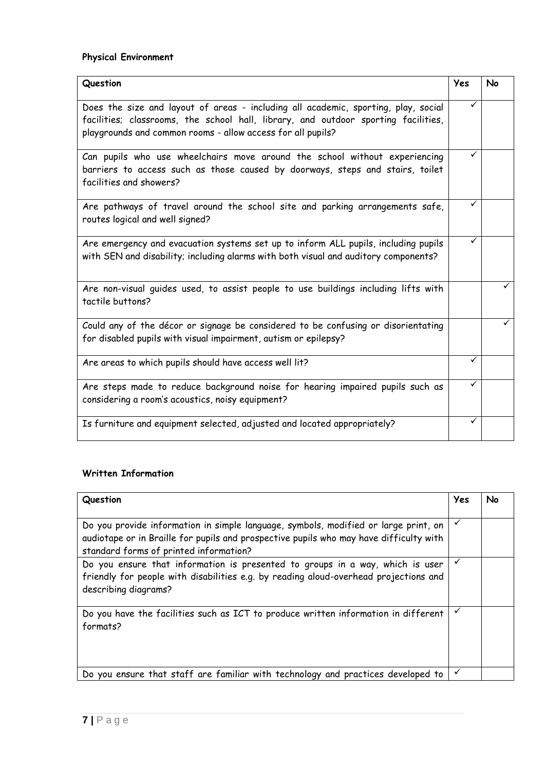**Physical Environment**

| Question | Yes | No |
|---|---|---|
| Does the size and layout of areas - including all academic, sporting, play, social facilities; classrooms, the school hall, library, and outdoor sporting facilities, playgrounds and common rooms - allow access for all pupils? | ✓ | |
| Can pupils who use wheelchairs move around the school without experiencing barriers to access such as those caused by doorways, steps and stairs, toilet facilities and showers? | ✓ | |
| Are pathways of travel around the school site and parking arrangements safe, routes logical and well signed? | ✓ | |
| Are emergency and evacuation systems set up to inform ALL pupils, including pupils with SEN and disability; including alarms with both visual and auditory components? | ✓ | |
| Are non-visual guides used, to assist people to use buildings including lifts with tactile buttons? | | ✓ |
| Could any of the décor or signage be considered to be confusing or disorientating for disabled pupils with visual impairment, autism or epilepsy? | | ✓ |
| Are areas to which pupils should have access well lit? | ✓ | |
| Are steps made to reduce background noise for hearing impaired pupils such as considering a room's acoustics, noisy equipment? | ✓ | |
| Is furniture and equipment selected, adjusted and located appropriately? | ✓ | |

**Written Information**

| Question | Yes | No |
|---|---|---|
| Do you provide information in simple language, symbols, modified or large print, on audiotape or in Braille for pupils and prospective pupils who may have difficulty with standard forms of printed information? | ✓ | |
| Do you ensure that information is presented to groups in a way, which is user friendly for people with disabilities e.g. by reading aloud-overhead projections and describing diagrams? | ✓ | |
| Do you have the facilities such as ICT to produce written information in different formats? | ✓ | |
| Do you ensure that staff are familiar with technology and practices developed to | ✓ | |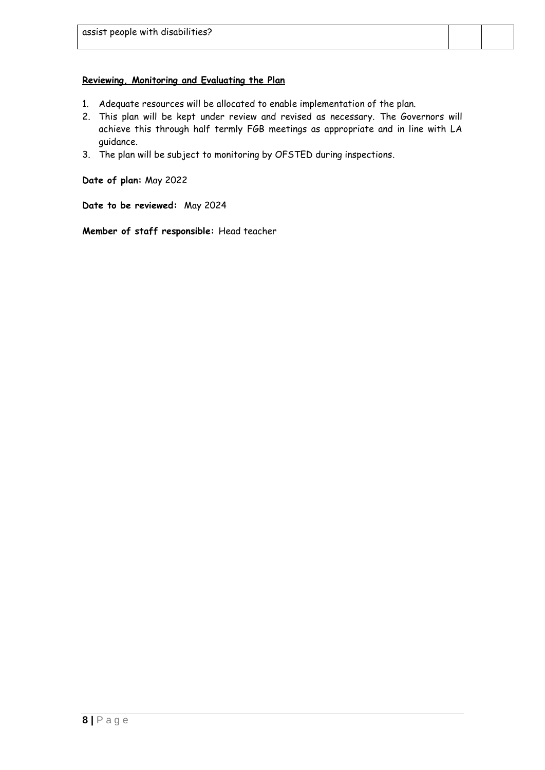| | | |
|---|---|---|
| assist people with disabilities? | | |

**Reviewing, Monitoring and Evaluating the Plan**

1. Adequate resources will be allocated to enable implementation of the plan.
2. This plan will be kept under review and revised as necessary. The Governors will achieve this through half termly FGB meetings as appropriate and in line with LA guidance.
3. The plan will be subject to monitoring by OFSTED during inspections.

**Date of plan:** May 2022

**Date to be reviewed:** May 2024

**Member of staff responsible:** Head teacher